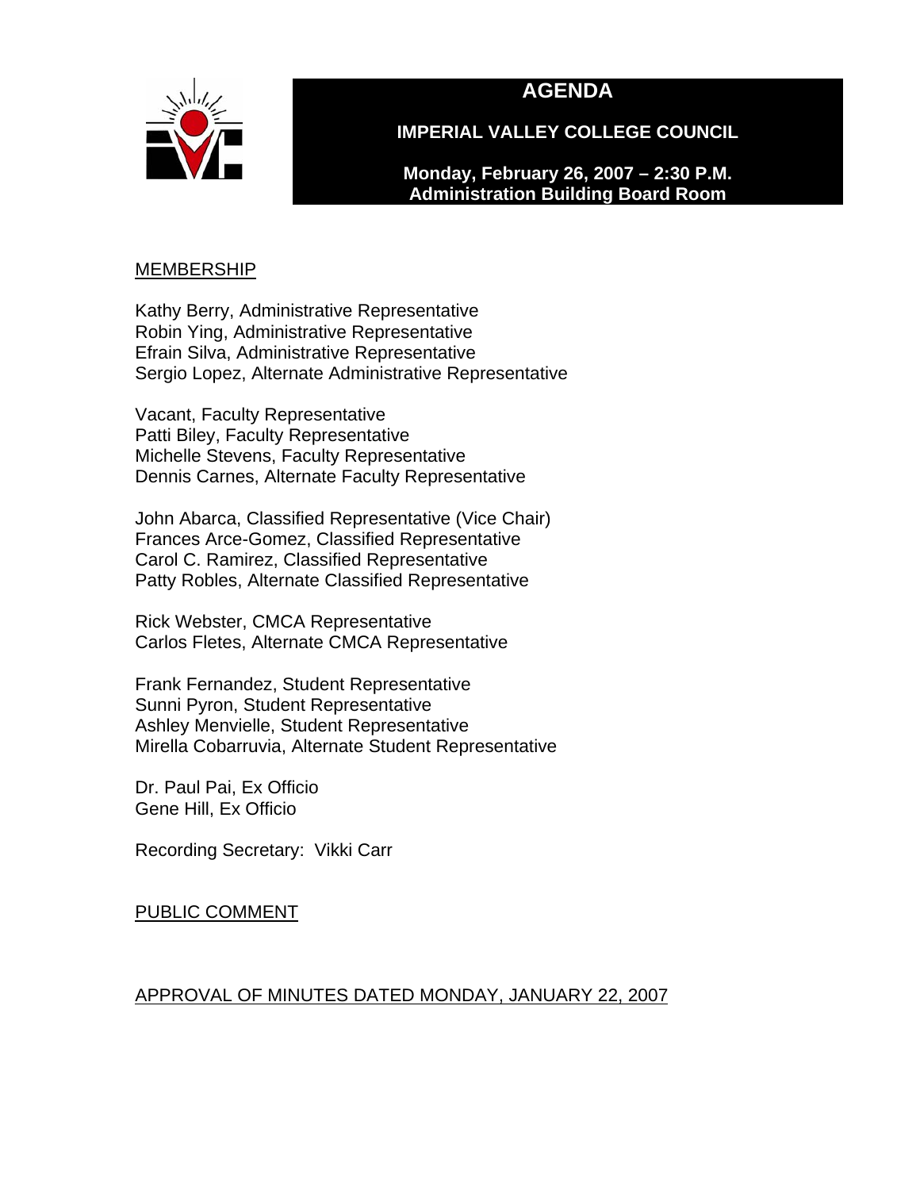# AGENDA

## IMPERIAL VALLEY COLLEGE COUNCIL

**Monday, February 26, 2007 – 2:30 P.M.**
**Administration Building Board Room**

MEMBERSHIP

Kathy Berry, Administrative Representative
Robin Ying, Administrative Representative
Efrain Silva, Administrative Representative
Sergio Lopez, Alternate Administrative Representative

Vacant, Faculty Representative
Patti Biley, Faculty Representative
Michelle Stevens, Faculty Representative
Dennis Carnes, Alternate Faculty Representative

John Abarca, Classified Representative (Vice Chair)
Frances Arce-Gomez, Classified Representative
Carol C. Ramirez, Classified Representative
Patty Robles, Alternate Classified Representative

Rick Webster, CMCA Representative
Carlos Fletes, Alternate CMCA Representative

Frank Fernandez, Student Representative
Sunni Pyron, Student Representative
Ashley Menvielle, Student Representative
Mirella Cobarruvia, Alternate Student Representative

Dr. Paul Pai, Ex Officio
Gene Hill, Ex Officio

Recording Secretary: Vikki Carr

PUBLIC COMMENT

APPROVAL OF MINUTES DATED MONDAY, JANUARY 22, 2007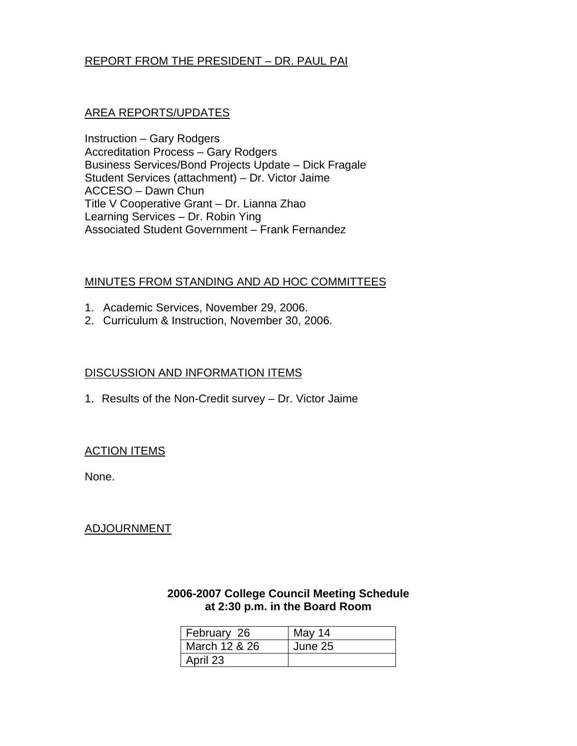REPORT FROM THE PRESIDENT – DR. PAUL PAI

AREA REPORTS/UPDATES

Instruction – Gary Rodgers
Accreditation Process – Gary Rodgers
Business Services/Bond Projects Update – Dick Fragale
Student Services (attachment) – Dr. Victor Jaime
ACCESO – Dawn Chun
Title V Cooperative Grant – Dr. Lianna Zhao
Learning Services – Dr. Robin Ying
Associated Student Government – Frank Fernandez

MINUTES FROM STANDING AND AD HOC COMMITTEES

1. Academic Services, November 29, 2006.
2. Curriculum & Instruction, November 30, 2006.

DISCUSSION AND INFORMATION ITEMS

1. Results of the Non-Credit survey – Dr. Victor Jaime

ACTION ITEMS

None.

ADJOURNMENT

**2006-2007 College Council Meeting Schedule at 2:30 p.m. in the Board Room**

| | |
|---|---|
| February 26 | May 14 |
| March 12 & 26 | June 25 |
| April 23 | |